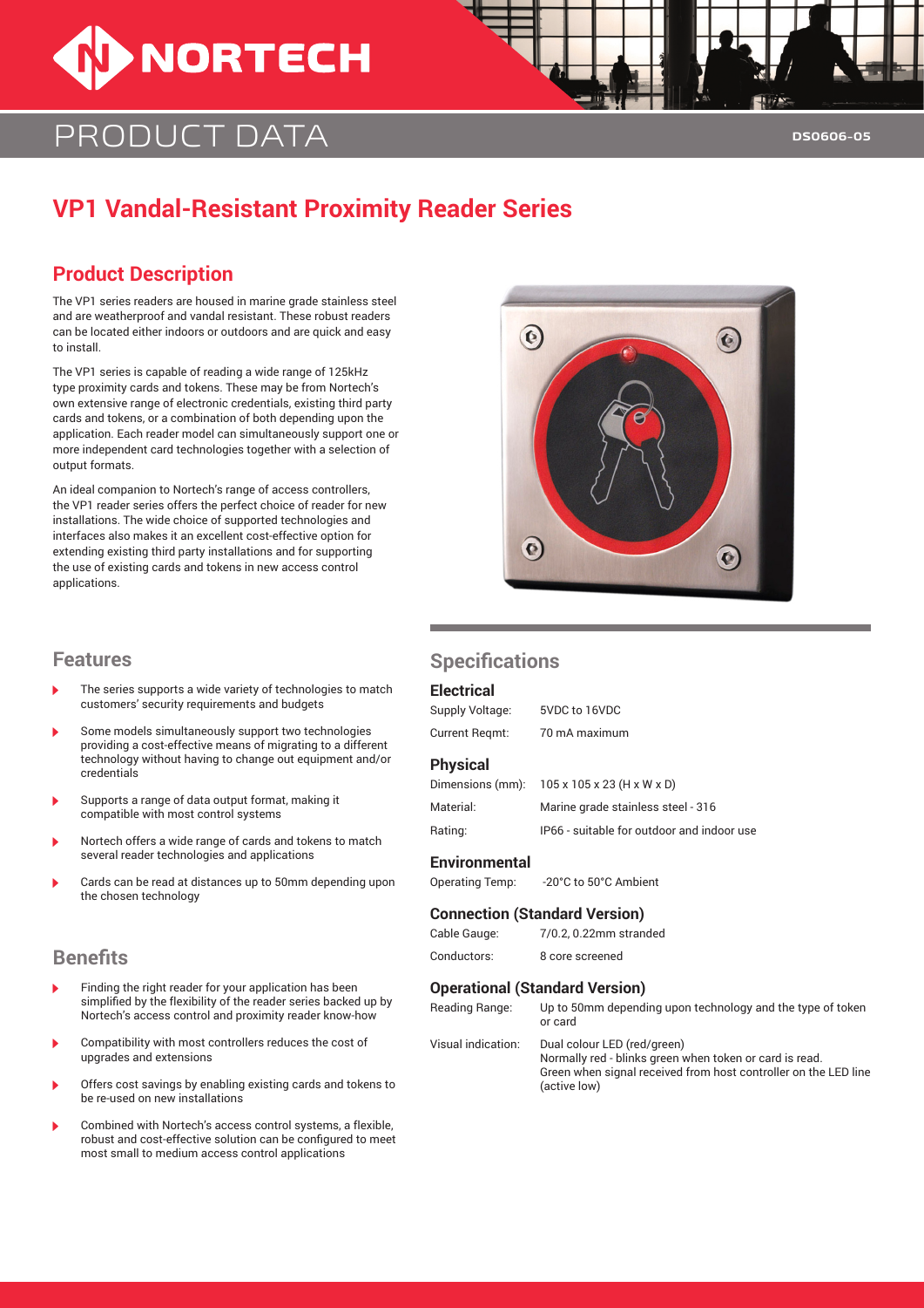# PRODUCT DATA

DS0606-05

## VP1 Vandal-Resistant Proximity Reader Series

### Product Description

The VP1 series readers are housed in marine grade stainless steel and are weatherproof and vandal resistant. These robust readers can be located either indoors or outdoors and are quick and easy to install.

The VP1 series is capable of reading a wide range of 125kHz type proximity cards and tokens. These may be from Nortech's own extensive range of electronic credentials, existing third party cards and tokens, or a combination of both depending upon the application. Each reader model can simultaneously support one or more independent card technologies together with a selection of output formats.

An ideal companion to Nortech's range of access controllers, the VP1 reader series offers the perfect choice of reader for new installations. The wide choice of supported technologies and interfaces also makes it an excellent cost-effective option for extending existing third party installations and for supporting the use of existing cards and tokens in new access control applications.

### Features

- The series supports a wide variety of technologies to match customers' security requirements and budgets
- Some models simultaneously support two technologies providing a cost-effective means of migrating to a different technology without having to change out equipment and/or credentials
- Supports a range of data output format, making it compatible with most control systems
- Nortech offers a wide range of cards and tokens to match several reader technologies and applications
- Cards can be read at distances up to 50mm depending upon the chosen technology

### Benefits

- Finding the right reader for your application has been simplified by the flexibility of the reader series backed up by Nortech's access control and proximity reader know-how
- Compatibility with most controllers reduces the cost of upgrades and extensions
- Offers cost savings by enabling existing cards and tokens to be re-used on new installations
- Combined with Nortech's access control systems, a flexible, robust and cost-effective solution can be configured to meet most small to medium access control applications

### Specifications

#### Electrical

| | |
|---|---|
| Supply Voltage: | 5VDC to 16VDC |
| Current Reqmt: | 70 mA maximum |

#### Physical

| | |
|---|---|
| Dimensions (mm): | 105 x 105 x 23 (H x W x D) |
| Material: | Marine grade stainless steel - 316 |
| Rating: | IP66 - suitable for outdoor and indoor use |

#### Environmental

| | |
|---|---|
| Operating Temp: | -20°C to 50°C Ambient |

#### Connection (Standard Version)

| | |
|---|---|
| Cable Gauge: | 7/0.2, 0.22mm stranded |
| Conductors: | 8 core screened |

#### Operational (Standard Version)

| | |
|---|---|
| Reading Range: | Up to 50mm depending upon technology and the type of token or card |
| Visual indication: | Dual colour LED (red/green)<br>Normally red - blinks green when token or card is read.<br>Green when signal received from host controller on the LED line (active low) |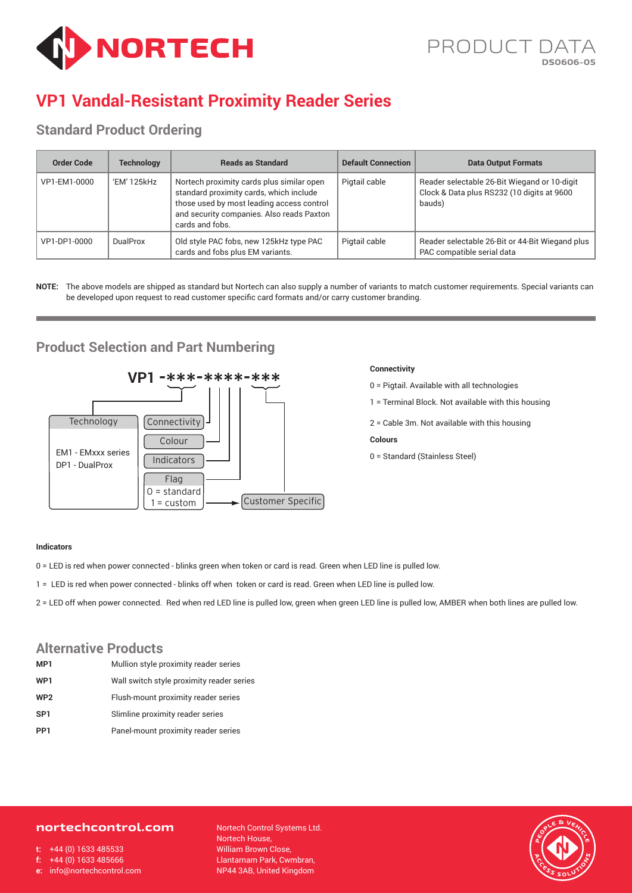# VP1 Vandal-Resistant Proximity Reader Series

## Standard Product Ordering

| Order Code | Technology | Reads as Standard | Default Connection | Data Output Formats |
|---|---|---|---|---|
| VP1-EM1-0000 | 'EM' 125kHz | Nortech proximity cards plus similar open standard proximity cards, which include those used by most leading access control and security companies. Also reads Paxton cards and fobs. | Pigtail cable | Reader selectable 26-Bit Wiegand or 10-digit Clock & Data plus RS232 (10 digits at 9600 bauds) |
| VP1-DP1-0000 | DualProx | Old style PAC fobs, new 125kHz type PAC cards and fobs plus EM variants. | Pigtail cable | Reader selectable 26-Bit or 44-Bit Wiegand plus PAC compatible serial data |

**NOTE:** The above models are shipped as standard but Nortech can also supply a number of variants to match customer requirements. Special variants can be developed upon request to read customer specific card formats and/or carry customer branding.

## Product Selection and Part Numbering

VP1 -***-****-***

Technology

EM1 - EMxxx series
DP1 - DualProx

Connectivity

Colour

Indicators

Flag
0 = standard
1 = custom

Customer Specific

**Connectivity**

0 = Pigtail. Available with all technologies

1 = Terminal Block. Not available with this housing

2 = Cable 3m. Not available with this housing

**Colours**

0 = Standard (Stainless Steel)

**Indicators**

0 = LED is red when power connected - blinks green when token or card is read. Green when LED line is pulled low.

1 = LED is red when power connected - blinks off when token or card is read. Green when LED line is pulled low.

2 = LED off when power connected. Red when red LED line is pulled low, green when green LED line is pulled low, AMBER when both lines are pulled low.

## Alternative Products

**MP1** Mullion style proximity reader series

**WP1** Wall switch style proximity reader series

**WP2** Flush-mount proximity reader series

**SP1** Slimline proximity reader series

**PP1** Panel-mount proximity reader series